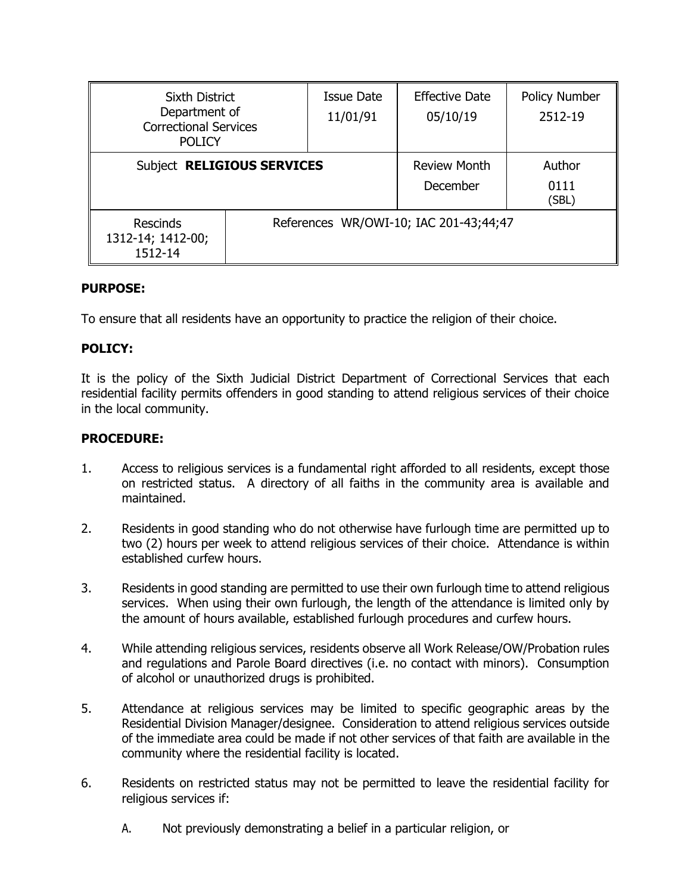| Sixth District Department of Correctional Services POLICY | | Issue Date 11/01/91 | Effective Date 05/10/19 | Policy Number 2512-19 |
|---|---|---|---|---|
| Subject **RELIGIOUS SERVICES** | | | Review Month December | Author 0111 (SBL) |
| Rescinds 1312-14; 1412-00; 1512-14 | References WR/OWI-10; IAC 201-43;44;47 | | | |

**PURPOSE:**

To ensure that all residents have an opportunity to practice the religion of their choice.

**POLICY:**

It is the policy of the Sixth Judicial District Department of Correctional Services that each residential facility permits offenders in good standing to attend religious services of their choice in the local community.

**PROCEDURE:**

1. Access to religious services is a fundamental right afforded to all residents, except those on restricted status. A directory of all faiths in the community area is available and maintained.

2. Residents in good standing who do not otherwise have furlough time are permitted up to two (2) hours per week to attend religious services of their choice. Attendance is within established curfew hours.

3. Residents in good standing are permitted to use their own furlough time to attend religious services. When using their own furlough, the length of the attendance is limited only by the amount of hours available, established furlough procedures and curfew hours.

4. While attending religious services, residents observe all Work Release/OW/Probation rules and regulations and Parole Board directives (i.e. no contact with minors). Consumption of alcohol or unauthorized drugs is prohibited.

5. Attendance at religious services may be limited to specific geographic areas by the Residential Division Manager/designee. Consideration to attend religious services outside of the immediate area could be made if not other services of that faith are available in the community where the residential facility is located.

6. Residents on restricted status may not be permitted to leave the residential facility for religious services if:

   A. Not previously demonstrating a belief in a particular religion, or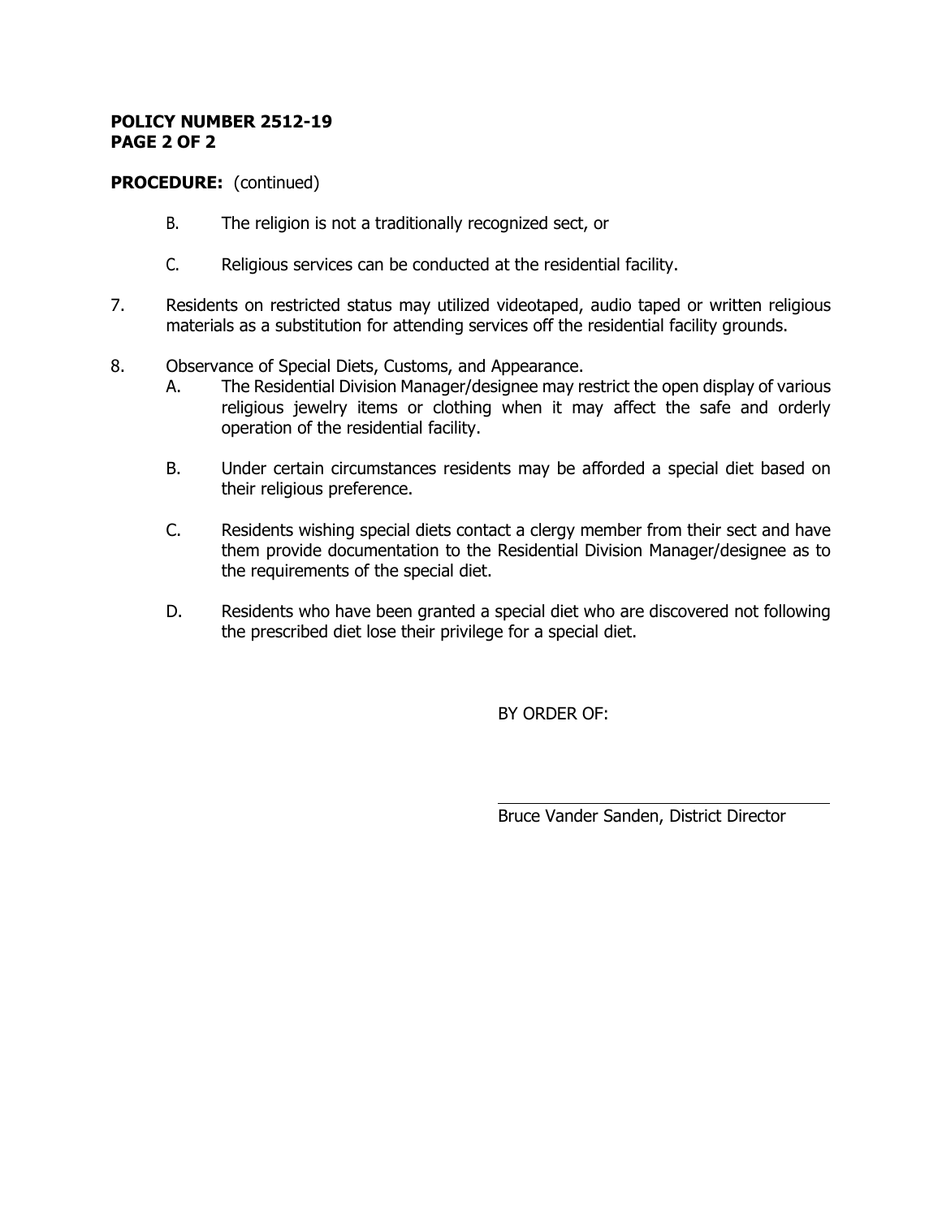**POLICY NUMBER 2512-19**

**PROCEDURE:** (continued)

B. The religion is not a traditionally recognized sect, or

C. Religious services can be conducted at the residential facility.

7. Residents on restricted status may utilized videotaped, audio taped or written religious materials as a substitution for attending services off the residential facility grounds.

8. Observance of Special Diets, Customs, and Appearance.

   A. The Residential Division Manager/designee may restrict the open display of various religious jewelry items or clothing when it may affect the safe and orderly operation of the residential facility.

   B. Under certain circumstances residents may be afforded a special diet based on their religious preference.

   C. Residents wishing special diets contact a clergy member from their sect and have them provide documentation to the Residential Division Manager/designee as to the requirements of the special diet.

   D. Residents who have been granted a special diet who are discovered not following the prescribed diet lose their privilege for a special diet.

BY ORDER OF:

Bruce Vander Sanden, District Director